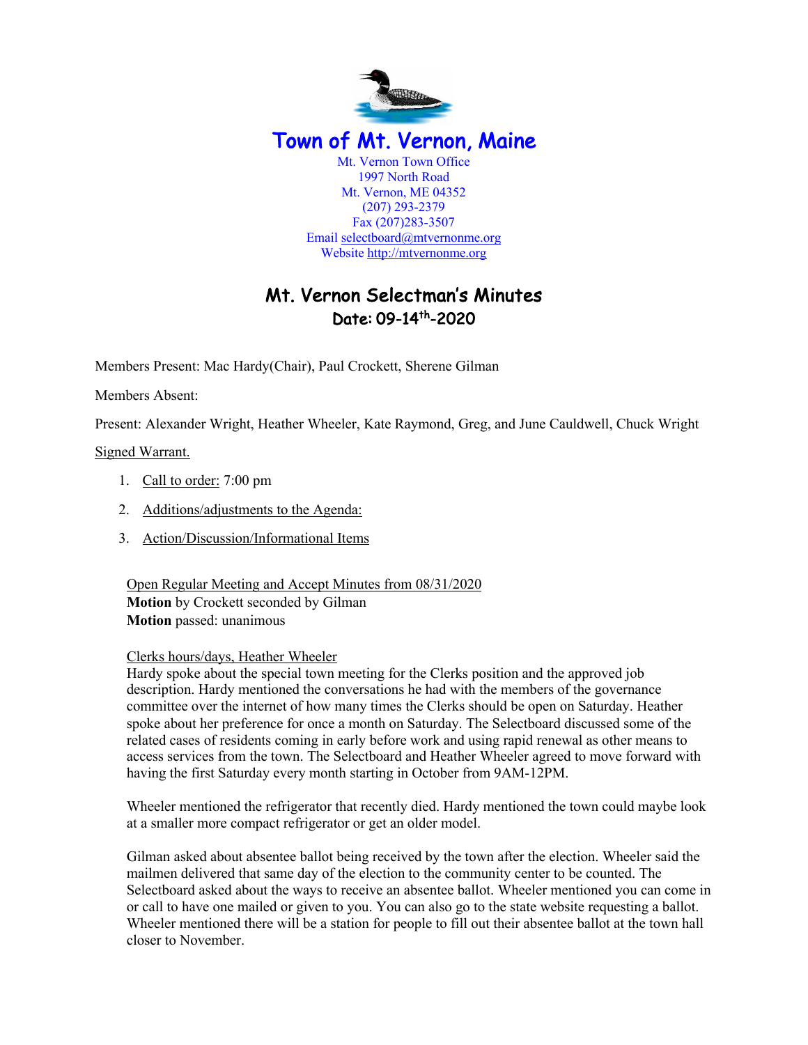# Town of Mt. Vernon, Maine

Mt. Vernon Town Office
1997 North Road
Mt. Vernon, ME 04352
(207) 293-2379
Fax (207)283-3507
Email selectboard@mtvernonme.org
Website http://mtvernonme.org

## Mt. Vernon Selectman's Minutes
### Date: 09-14th-2020

Members Present: Mac Hardy(Chair), Paul Crockett, Sherene Gilman

Members Absent:

Present: Alexander Wright, Heather Wheeler, Kate Raymond, Greg, and June Cauldwell, Chuck Wright

Signed Warrant.

1. Call to order: 7:00 pm
2. Additions/adjustments to the Agenda:
3. Action/Discussion/Informational Items

Open Regular Meeting and Accept Minutes from 08/31/2020
**Motion** by Crockett seconded by Gilman
**Motion** passed: unanimous

Clerks hours/days, Heather Wheeler
Hardy spoke about the special town meeting for the Clerks position and the approved job description. Hardy mentioned the conversations he had with the members of the governance committee over the internet of how many times the Clerks should be open on Saturday. Heather spoke about her preference for once a month on Saturday. The Selectboard discussed some of the related cases of residents coming in early before work and using rapid renewal as other means to access services from the town. The Selectboard and Heather Wheeler agreed to move forward with having the first Saturday every month starting in October from 9AM-12PM.

Wheeler mentioned the refrigerator that recently died. Hardy mentioned the town could maybe look at a smaller more compact refrigerator or get an older model.

Gilman asked about absentee ballot being received by the town after the election. Wheeler said the mailmen delivered that same day of the election to the community center to be counted. The Selectboard asked about the ways to receive an absentee ballot. Wheeler mentioned you can come in or call to have one mailed or given to you. You can also go to the state website requesting a ballot. Wheeler mentioned there will be a station for people to fill out their absentee ballot at the town hall closer to November.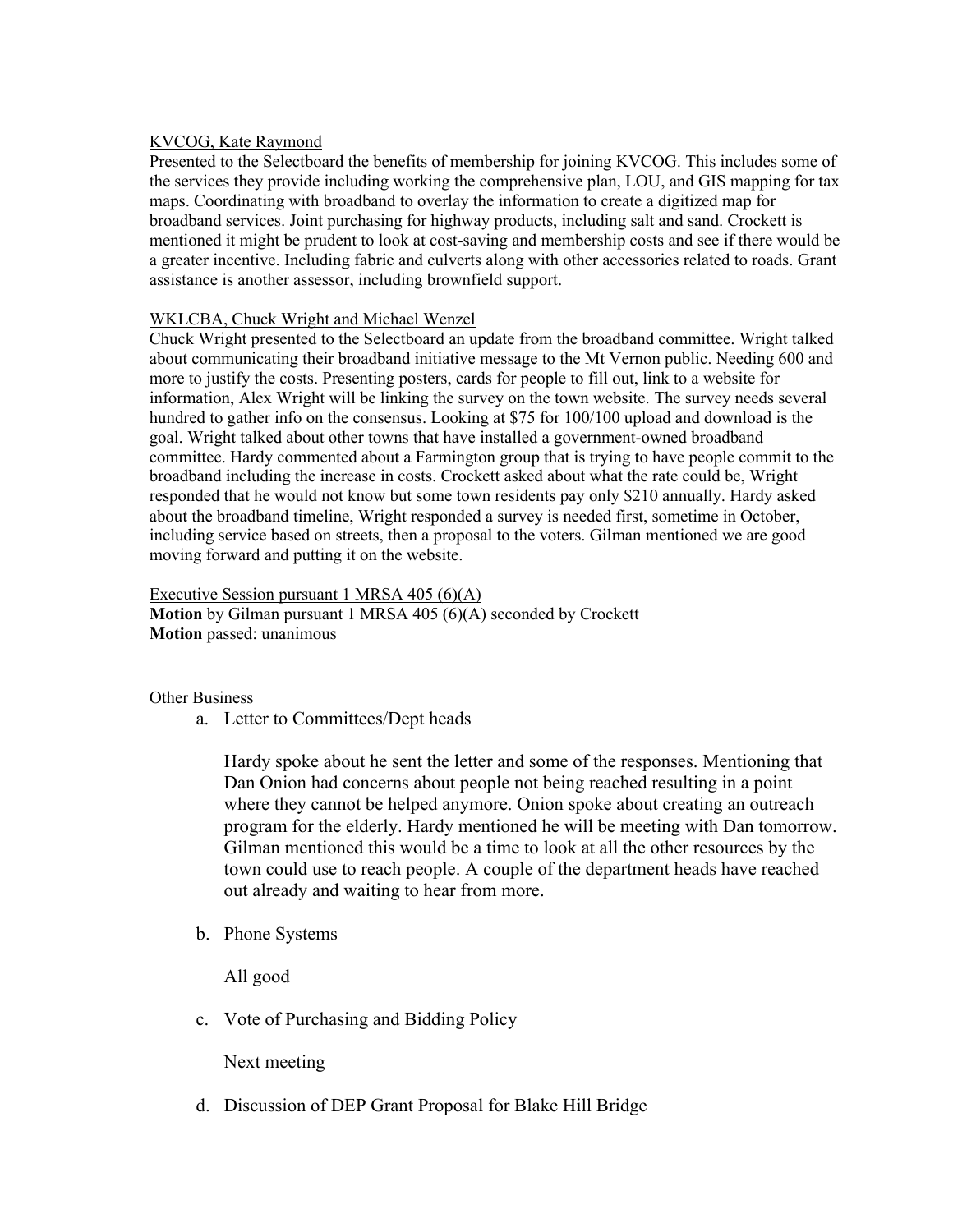KVCOG, Kate Raymond

Presented to the Selectboard the benefits of membership for joining KVCOG. This includes some of the services they provide including working the comprehensive plan, LOU, and GIS mapping for tax maps. Coordinating with broadband to overlay the information to create a digitized map for broadband services. Joint purchasing for highway products, including salt and sand. Crockett is mentioned it might be prudent to look at cost-saving and membership costs and see if there would be a greater incentive. Including fabric and culverts along with other accessories related to roads. Grant assistance is another assessor, including brownfield support.

WKLCBA, Chuck Wright and Michael Wenzel

Chuck Wright presented to the Selectboard an update from the broadband committee. Wright talked about communicating their broadband initiative message to the Mt Vernon public. Needing 600 and more to justify the costs. Presenting posters, cards for people to fill out, link to a website for information, Alex Wright will be linking the survey on the town website. The survey needs several hundred to gather info on the consensus. Looking at $75 for 100/100 upload and download is the goal. Wright talked about other towns that have installed a government-owned broadband committee. Hardy commented about a Farmington group that is trying to have people commit to the broadband including the increase in costs. Crockett asked about what the rate could be, Wright responded that he would not know but some town residents pay only $210 annually. Hardy asked about the broadband timeline, Wright responded a survey is needed first, sometime in October, including service based on streets, then a proposal to the voters. Gilman mentioned we are good moving forward and putting it on the website.

Executive Session pursuant 1 MRSA 405 (6)(A)

**Motion** by Gilman pursuant 1 MRSA 405 (6)(A) seconded by Crockett
**Motion** passed: unanimous

Other Business

a. Letter to Committees/Dept heads

   Hardy spoke about he sent the letter and some of the responses. Mentioning that Dan Onion had concerns about people not being reached resulting in a point where they cannot be helped anymore. Onion spoke about creating an outreach program for the elderly. Hardy mentioned he will be meeting with Dan tomorrow. Gilman mentioned this would be a time to look at all the other resources by the town could use to reach people. A couple of the department heads have reached out already and waiting to hear from more.

b. Phone Systems

   All good

c. Vote of Purchasing and Bidding Policy

   Next meeting

d. Discussion of DEP Grant Proposal for Blake Hill Bridge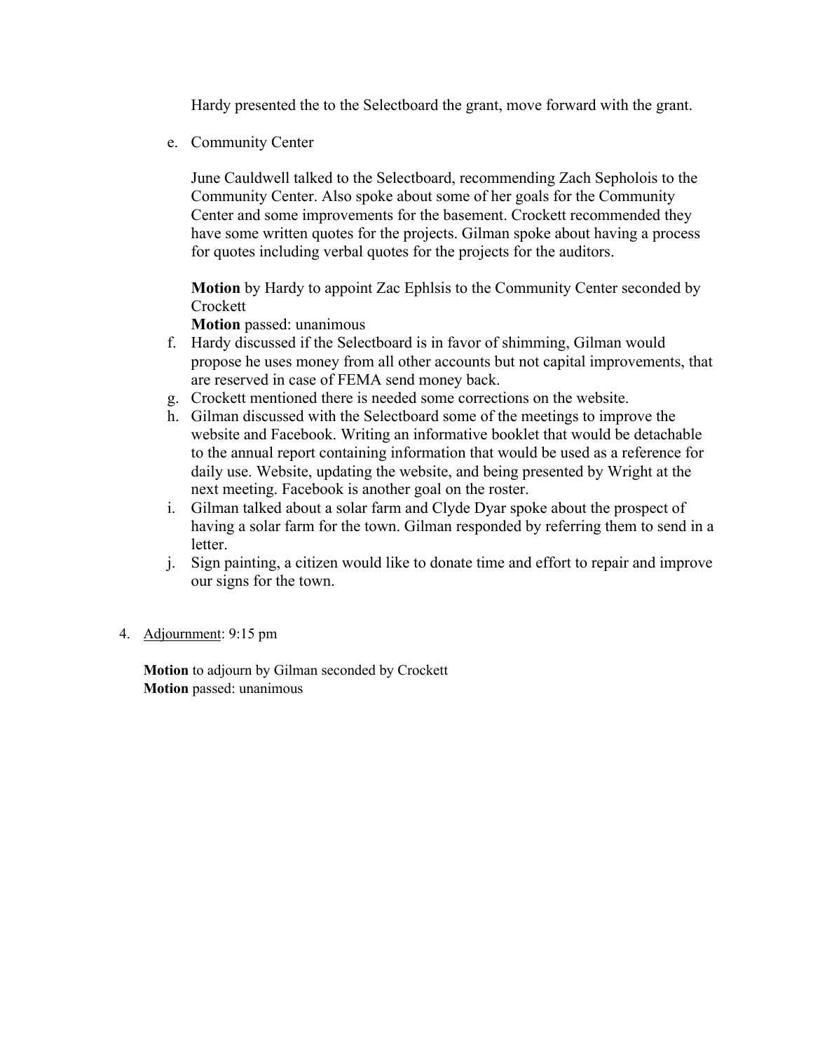Hardy presented the to the Selectboard the grant, move forward with the grant.

e. Community Center

   June Cauldwell talked to the Selectboard, recommending Zach Sepholois to the Community Center. Also spoke about some of her goals for the Community Center and some improvements for the basement. Crockett recommended they have some written quotes for the projects. Gilman spoke about having a process for quotes including verbal quotes for the projects for the auditors.

   **Motion** by Hardy to appoint Zac Ephlsis to the Community Center seconded by Crockett
   **Motion** passed: unanimous

f. Hardy discussed if the Selectboard is in favor of shimming, Gilman would propose he uses money from all other accounts but not capital improvements, that are reserved in case of FEMA send money back.
g. Crockett mentioned there is needed some corrections on the website.
h. Gilman discussed with the Selectboard some of the meetings to improve the website and Facebook. Writing an informative booklet that would be detachable to the annual report containing information that would be used as a reference for daily use. Website, updating the website, and being presented by Wright at the next meeting. Facebook is another goal on the roster.
i. Gilman talked about a solar farm and Clyde Dyar spoke about the prospect of having a solar farm for the town. Gilman responded by referring them to send in a letter.
j. Sign painting, a citizen would like to donate time and effort to repair and improve our signs for the town.

4. Adjournment: 9:15 pm

   **Motion** to adjourn by Gilman seconded by Crockett
   **Motion** passed: unanimous